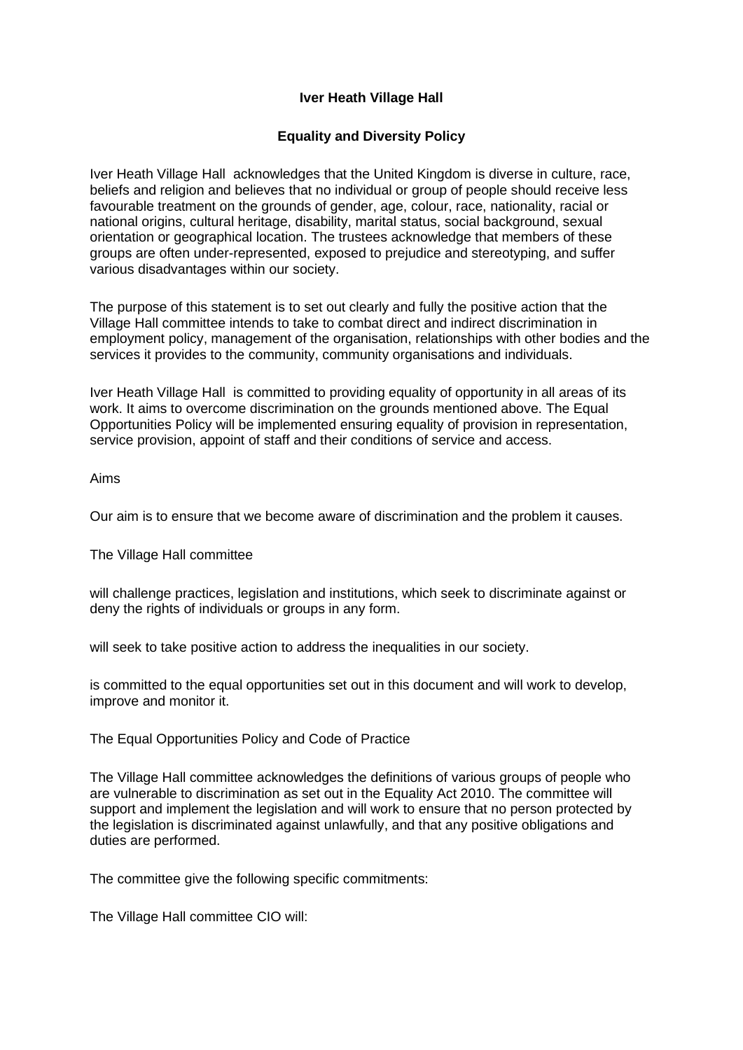# Iver Heath Village Hall

## Equality and Diversity Policy

Iver Heath Village Hall acknowledges that the United Kingdom is diverse in culture, race, beliefs and religion and believes that no individual or group of people should receive less favourable treatment on the grounds of gender, age, colour, race, nationality, racial or national origins, cultural heritage, disability, marital status, social background, sexual orientation or geographical location. The trustees acknowledge that members of these groups are often under-represented, exposed to prejudice and stereotyping, and suffer various disadvantages within our society.

The purpose of this statement is to set out clearly and fully the positive action that the Village Hall committee intends to take to combat direct and indirect discrimination in employment policy, management of the organisation, relationships with other bodies and the services it provides to the community, community organisations and individuals.

Iver Heath Village Hall is committed to providing equality of opportunity in all areas of its work. It aims to overcome discrimination on the grounds mentioned above. The Equal Opportunities Policy will be implemented ensuring equality of provision in representation, service provision, appoint of staff and their conditions of service and access.

Aims

Our aim is to ensure that we become aware of discrimination and the problem it causes.

The Village Hall committee

will challenge practices, legislation and institutions, which seek to discriminate against or deny the rights of individuals or groups in any form.

will seek to take positive action to address the inequalities in our society.

is committed to the equal opportunities set out in this document and will work to develop, improve and monitor it.

The Equal Opportunities Policy and Code of Practice

The Village Hall committee acknowledges the definitions of various groups of people who are vulnerable to discrimination as set out in the Equality Act 2010. The committee will support and implement the legislation and will work to ensure that no person protected by the legislation is discriminated against unlawfully, and that any positive obligations and duties are performed.

The committee give the following specific commitments:

The Village Hall committee CIO will: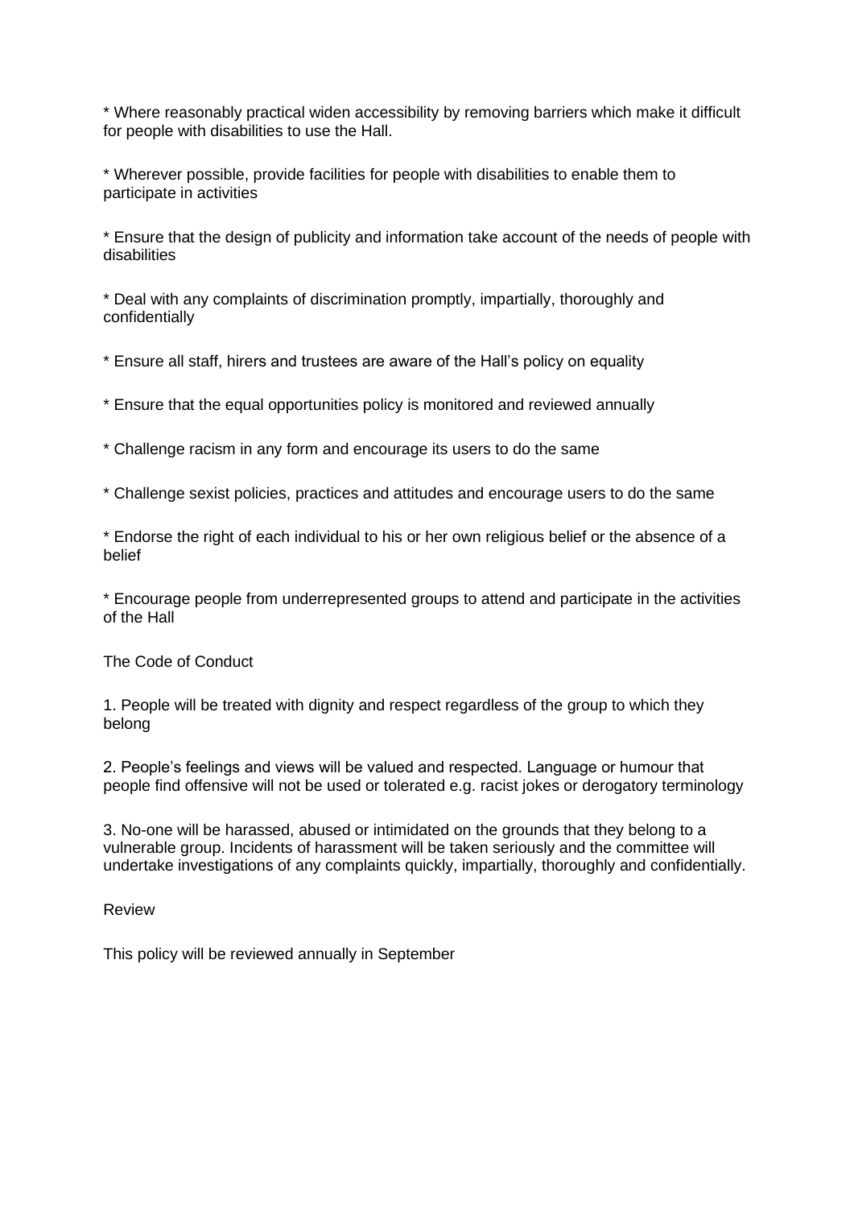* Where reasonably practical widen accessibility by removing barriers which make it difficult for people with disabilities to use the Hall.

* Wherever possible, provide facilities for people with disabilities to enable them to participate in activities

* Ensure that the design of publicity and information take account of the needs of people with disabilities

* Deal with any complaints of discrimination promptly, impartially, thoroughly and confidentially

* Ensure all staff, hirers and trustees are aware of the Hall's policy on equality

* Ensure that the equal opportunities policy is monitored and reviewed annually

* Challenge racism in any form and encourage its users to do the same

* Challenge sexist policies, practices and attitudes and encourage users to do the same

* Endorse the right of each individual to his or her own religious belief or the absence of a belief

* Encourage people from underrepresented groups to attend and participate in the activities of the Hall

The Code of Conduct

1. People will be treated with dignity and respect regardless of the group to which they belong

2. People's feelings and views will be valued and respected. Language or humour that people find offensive will not be used or tolerated e.g. racist jokes or derogatory terminology

3. No-one will be harassed, abused or intimidated on the grounds that they belong to a vulnerable group. Incidents of harassment will be taken seriously and the committee will undertake investigations of any complaints quickly, impartially, thoroughly and confidentially.

Review

This policy will be reviewed annually in September